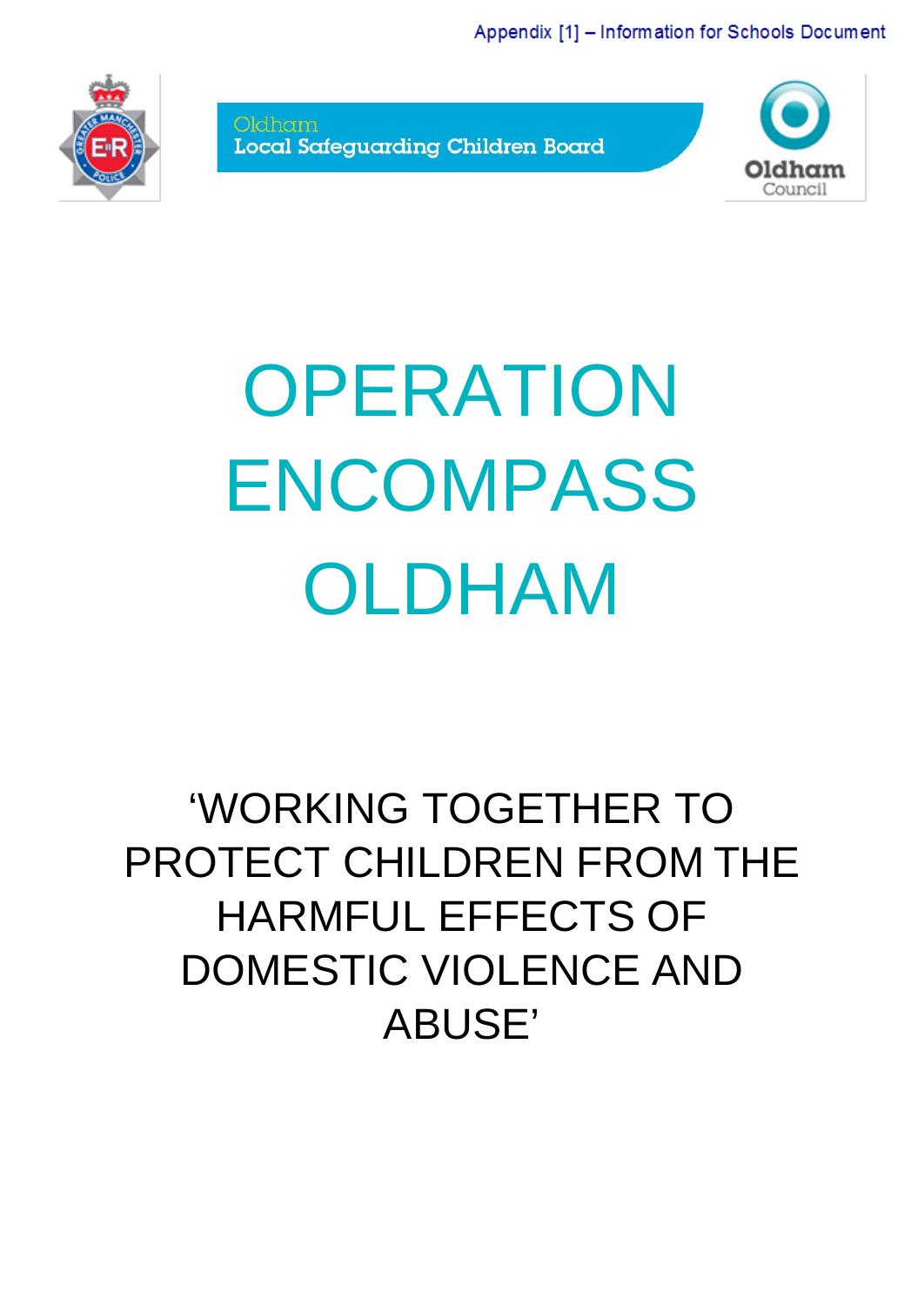Appendix [1] – Information for Schools Document

Oldham
Local Safeguarding Children Board

Oldham Council

# OPERATION ENCOMPASS OLDHAM

## ‘WORKING TOGETHER TO PROTECT CHILDREN FROM THE HARMFUL EFFECTS OF DOMESTIC VIOLENCE AND ABUSE’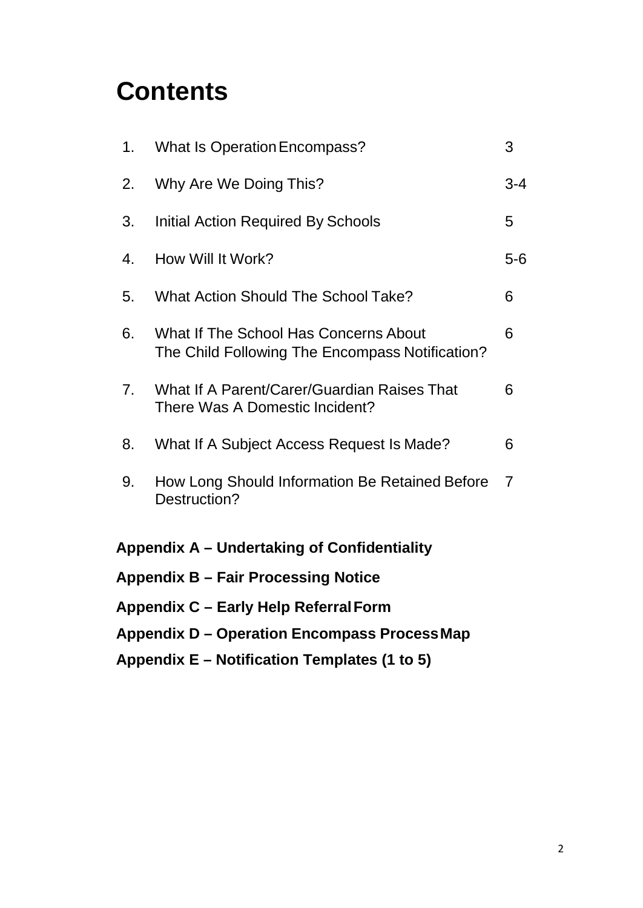# Contents

| | | |
|---|---|---|
| 1. | What Is Operation Encompass? | 3 |
| 2. | Why Are We Doing This? | 3-4 |
| 3. | Initial Action Required By Schools | 5 |
| 4. | How Will It Work? | 5-6 |
| 5. | What Action Should The School Take? | 6 |
| 6. | What If The School Has Concerns About The Child Following The Encompass Notification? | 6 |
| 7. | What If A Parent/Carer/Guardian Raises That There Was A Domestic Incident? | 6 |
| 8. | What If A Subject Access Request Is Made? | 6 |
| 9. | How Long Should Information Be Retained Before Destruction? | 7 |

**Appendix A – Undertaking of Confidentiality**

**Appendix B – Fair Processing Notice**

**Appendix C – Early Help Referral Form**

**Appendix D – Operation Encompass Process Map**

**Appendix E – Notification Templates (1 to 5)**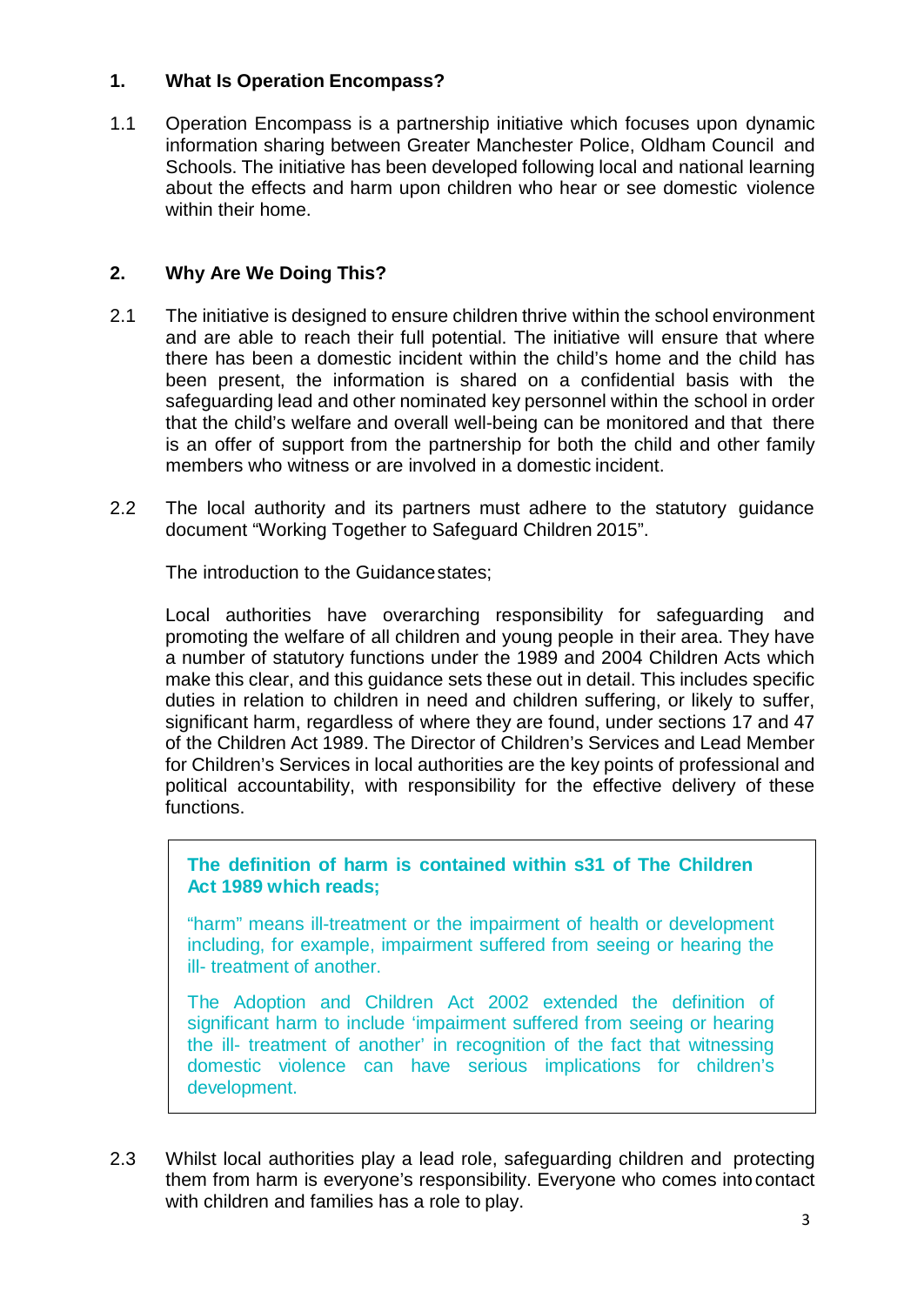## 1. What Is Operation Encompass?

1.1 Operation Encompass is a partnership initiative which focuses upon dynamic information sharing between Greater Manchester Police, Oldham Council and Schools. The initiative has been developed following local and national learning about the effects and harm upon children who hear or see domestic violence within their home.

## 2. Why Are We Doing This?

2.1 The initiative is designed to ensure children thrive within the school environment and are able to reach their full potential. The initiative will ensure that where there has been a domestic incident within the child's home and the child has been present, the information is shared on a confidential basis with the safeguarding lead and other nominated key personnel within the school in order that the child's welfare and overall well-being can be monitored and that there is an offer of support from the partnership for both the child and other family members who witness or are involved in a domestic incident.

2.2 The local authority and its partners must adhere to the statutory guidance document "Working Together to Safeguard Children 2015".

The introduction to the Guidance states;

Local authorities have overarching responsibility for safeguarding and promoting the welfare of all children and young people in their area. They have a number of statutory functions under the 1989 and 2004 Children Acts which make this clear, and this guidance sets these out in detail. This includes specific duties in relation to children in need and children suffering, or likely to suffer, significant harm, regardless of where they are found, under sections 17 and 47 of the Children Act 1989. The Director of Children's Services and Lead Member for Children's Services in local authorities are the key points of professional and political accountability, with responsibility for the effective delivery of these functions.

> **The definition of harm is contained within s31 of The Children Act 1989 which reads;**
>
> "harm" means ill-treatment or the impairment of health or development including, for example, impairment suffered from seeing or hearing the ill- treatment of another.
>
> The Adoption and Children Act 2002 extended the definition of significant harm to include 'impairment suffered from seeing or hearing the ill- treatment of another' in recognition of the fact that witnessing domestic violence can have serious implications for children's development.

2.3 Whilst local authorities play a lead role, safeguarding children and protecting them from harm is everyone's responsibility. Everyone who comes into contact with children and families has a role to play.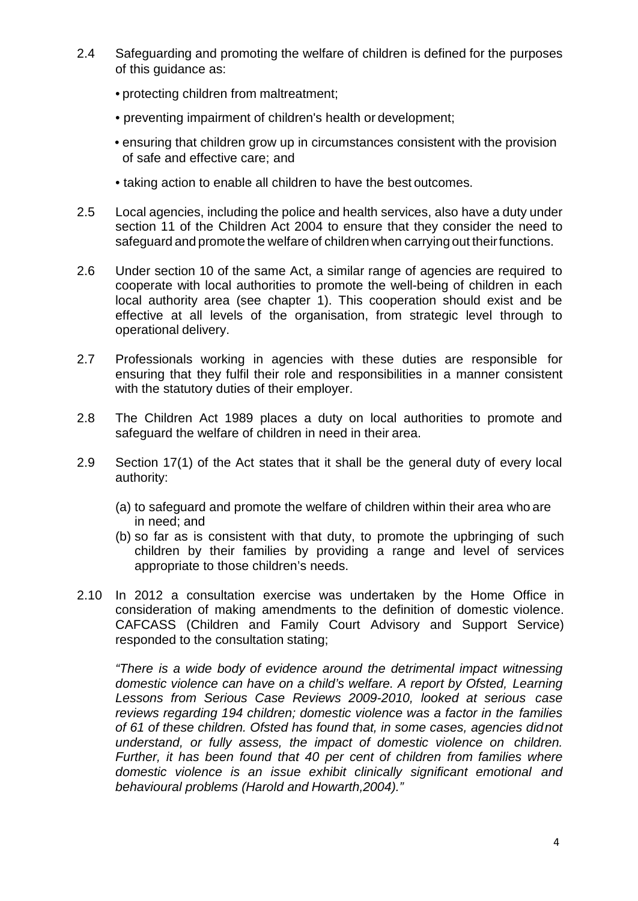2.4 Safeguarding and promoting the welfare of children is defined for the purposes of this guidance as:

- protecting children from maltreatment;
- preventing impairment of children's health or development;
- ensuring that children grow up in circumstances consistent with the provision of safe and effective care; and
- taking action to enable all children to have the best outcomes.

2.5 Local agencies, including the police and health services, also have a duty under section 11 of the Children Act 2004 to ensure that they consider the need to safeguard and promote the welfare of children when carrying out their functions.

2.6 Under section 10 of the same Act, a similar range of agencies are required to cooperate with local authorities to promote the well-being of children in each local authority area (see chapter 1). This cooperation should exist and be effective at all levels of the organisation, from strategic level through to operational delivery.

2.7 Professionals working in agencies with these duties are responsible for ensuring that they fulfil their role and responsibilities in a manner consistent with the statutory duties of their employer.

2.8 The Children Act 1989 places a duty on local authorities to promote and safeguard the welfare of children in need in their area.

2.9 Section 17(1) of the Act states that it shall be the general duty of every local authority:

(a) to safeguard and promote the welfare of children within their area who are in need; and
(b) so far as is consistent with that duty, to promote the upbringing of such children by their families by providing a range and level of services appropriate to those children's needs.

2.10 In 2012 a consultation exercise was undertaken by the Home Office in consideration of making amendments to the definition of domestic violence. CAFCASS (Children and Family Court Advisory and Support Service) responded to the consultation stating;

*"There is a wide body of evidence around the detrimental impact witnessing domestic violence can have on a child's welfare. A report by Ofsted, Learning Lessons from Serious Case Reviews 2009-2010, looked at serious case reviews regarding 194 children; domestic violence was a factor in the families of 61 of these children. Ofsted has found that, in some cases, agencies did not understand, or fully assess, the impact of domestic violence on children. Further, it has been found that 40 per cent of children from families where domestic violence is an issue exhibit clinically significant emotional and behavioural problems (Harold and Howarth,2004)."*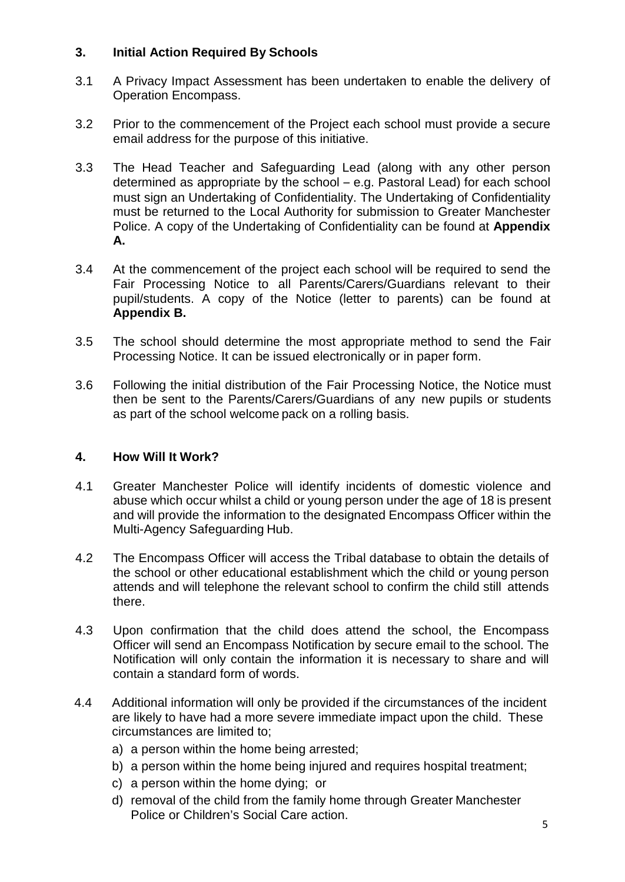## 3. Initial Action Required By Schools

3.1 A Privacy Impact Assessment has been undertaken to enable the delivery of Operation Encompass.

3.2 Prior to the commencement of the Project each school must provide a secure email address for the purpose of this initiative.

3.3 The Head Teacher and Safeguarding Lead (along with any other person determined as appropriate by the school – e.g. Pastoral Lead) for each school must sign an Undertaking of Confidentiality. The Undertaking of Confidentiality must be returned to the Local Authority for submission to Greater Manchester Police. A copy of the Undertaking of Confidentiality can be found at **Appendix A.**

3.4 At the commencement of the project each school will be required to send the Fair Processing Notice to all Parents/Carers/Guardians relevant to their pupil/students. A copy of the Notice (letter to parents) can be found at **Appendix B.**

3.5 The school should determine the most appropriate method to send the Fair Processing Notice. It can be issued electronically or in paper form.

3.6 Following the initial distribution of the Fair Processing Notice, the Notice must then be sent to the Parents/Carers/Guardians of any new pupils or students as part of the school welcome pack on a rolling basis.

## 4. How Will It Work?

4.1 Greater Manchester Police will identify incidents of domestic violence and abuse which occur whilst a child or young person under the age of 18 is present and will provide the information to the designated Encompass Officer within the Multi-Agency Safeguarding Hub.

4.2 The Encompass Officer will access the Tribal database to obtain the details of the school or other educational establishment which the child or young person attends and will telephone the relevant school to confirm the child still attends there.

4.3 Upon confirmation that the child does attend the school, the Encompass Officer will send an Encompass Notification by secure email to the school. The Notification will only contain the information it is necessary to share and will contain a standard form of words.

4.4 Additional information will only be provided if the circumstances of the incident are likely to have had a more severe immediate impact upon the child. These circumstances are limited to;

a) a person within the home being arrested;
b) a person within the home being injured and requires hospital treatment;
c) a person within the home dying; or
d) removal of the child from the family home through Greater Manchester Police or Children's Social Care action.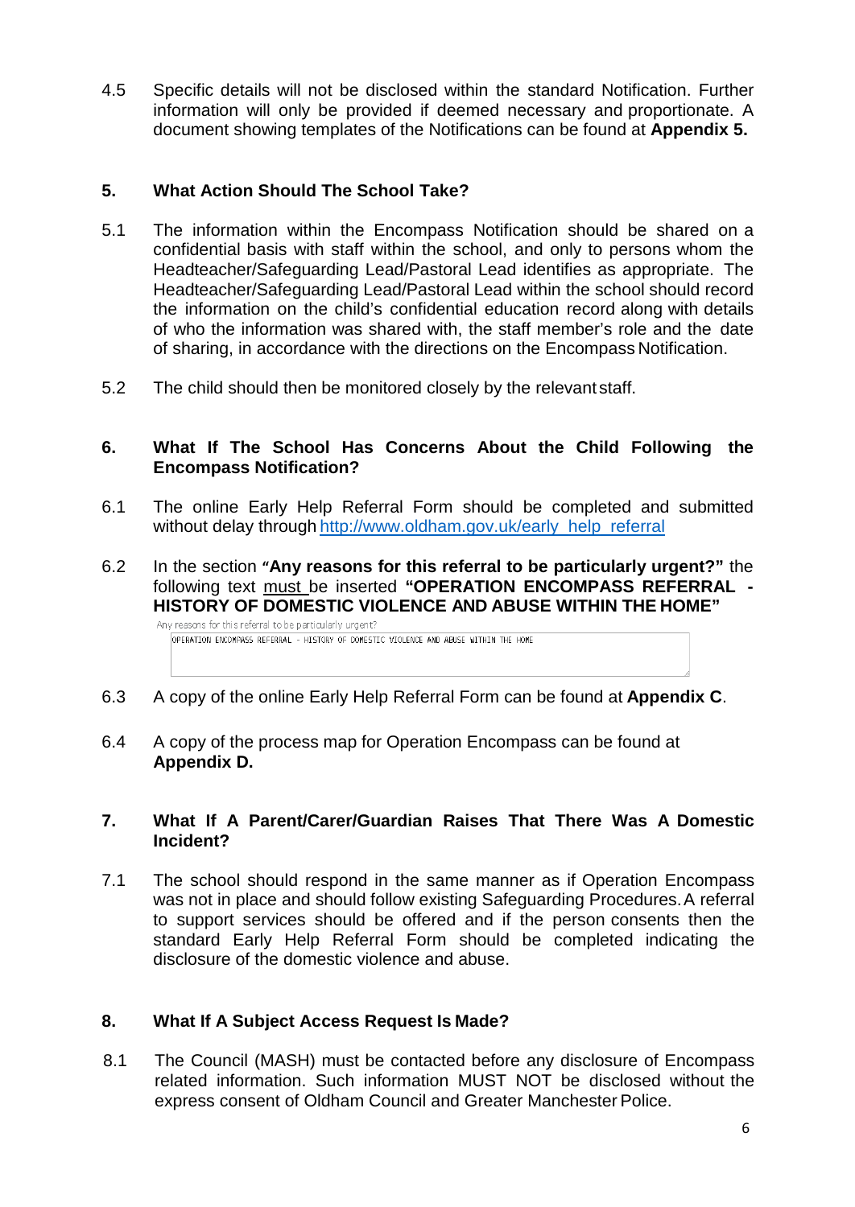4.5 Specific details will not be disclosed within the standard Notification. Further information will only be provided if deemed necessary and proportionate. A document showing templates of the Notifications can be found at **Appendix 5.**

## 5. What Action Should The School Take?

5.1 The information within the Encompass Notification should be shared on a confidential basis with staff within the school, and only to persons whom the Headteacher/Safeguarding Lead/Pastoral Lead identifies as appropriate. The Headteacher/Safeguarding Lead/Pastoral Lead within the school should record the information on the child's confidential education record along with details of who the information was shared with, the staff member's role and the date of sharing, in accordance with the directions on the Encompass Notification.

5.2 The child should then be monitored closely by the relevant staff.

## 6. What If The School Has Concerns About the Child Following the Encompass Notification?

6.1 The online Early Help Referral Form should be completed and submitted without delay through http://www.oldham.gov.uk/early_help_referral

6.2 In the section **"Any reasons for this referral to be particularly urgent?"** the following text must be inserted **"OPERATION ENCOMPASS REFERRAL - HISTORY OF DOMESTIC VIOLENCE AND ABUSE WITHIN THE HOME"**

Any reasons for this referral to be particularly urgent?

OPERATION ENCOMPASS REFERRAL - HISTORY OF DOMESTIC VIOLENCE AND ABUSE WITHIN THE HOME

6.3 A copy of the online Early Help Referral Form can be found at **Appendix C**.

6.4 A copy of the process map for Operation Encompass can be found at **Appendix D.**

## 7. What If A Parent/Carer/Guardian Raises That There Was A Domestic Incident?

7.1 The school should respond in the same manner as if Operation Encompass was not in place and should follow existing Safeguarding Procedures. A referral to support services should be offered and if the person consents then the standard Early Help Referral Form should be completed indicating the disclosure of the domestic violence and abuse.

## 8. What If A Subject Access Request Is Made?

8.1 The Council (MASH) must be contacted before any disclosure of Encompass related information. Such information MUST NOT be disclosed without the express consent of Oldham Council and Greater Manchester Police.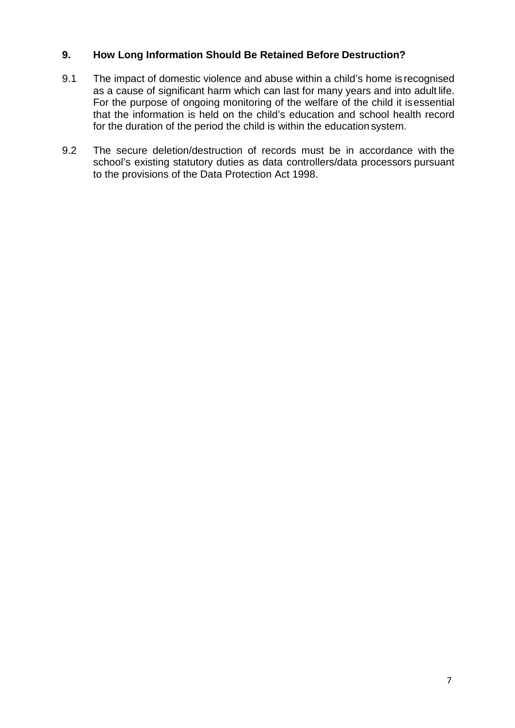## 9. How Long Information Should Be Retained Before Destruction?

9.1 The impact of domestic violence and abuse within a child's home is recognised as a cause of significant harm which can last for many years and into adult life. For the purpose of ongoing monitoring of the welfare of the child it is essential that the information is held on the child's education and school health record for the duration of the period the child is within the education system.

9.2 The secure deletion/destruction of records must be in accordance with the school's existing statutory duties as data controllers/data processors pursuant to the provisions of the Data Protection Act 1998.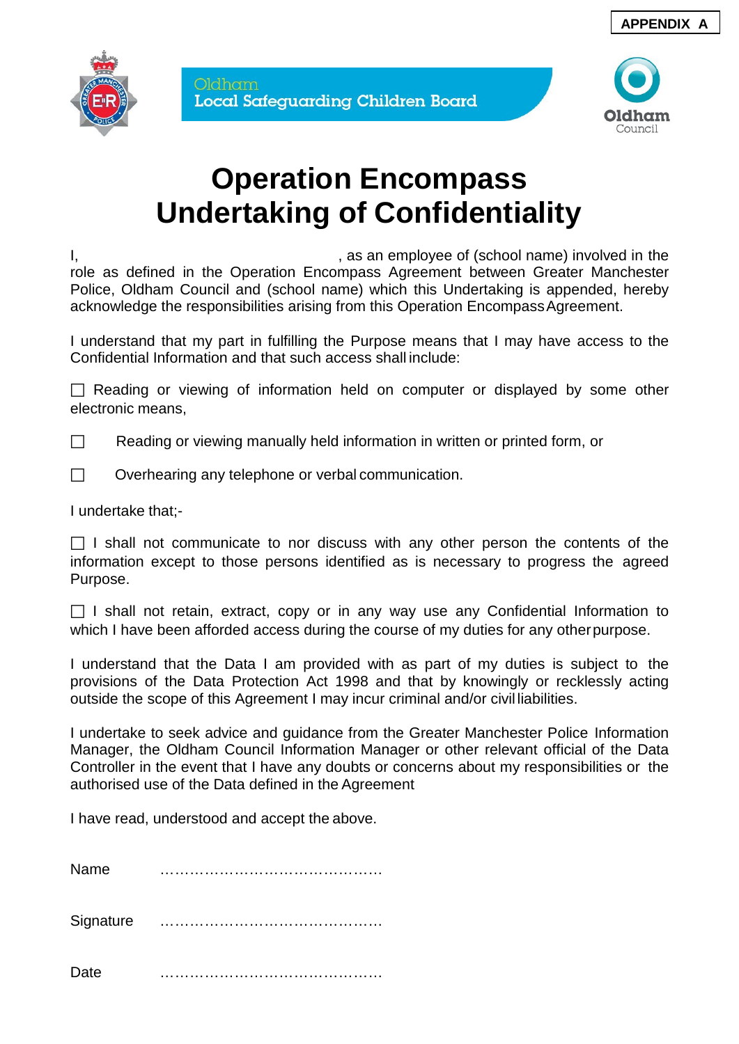**APPENDIX A**

Oldham
Local Safeguarding Children Board

Oldham Council

# Operation Encompass Undertaking of Confidentiality

I, , as an employee of (school name) involved in the role as defined in the Operation Encompass Agreement between Greater Manchester Police, Oldham Council and (school name) which this Undertaking is appended, hereby acknowledge the responsibilities arising from this Operation Encompass Agreement.

I understand that my part in fulfilling the Purpose means that I may have access to the Confidential Information and that such access shall include:

☐ Reading or viewing of information held on computer or displayed by some other electronic means,

☐ Reading or viewing manually held information in written or printed form, or

☐ Overhearing any telephone or verbal communication.

I undertake that;-

☐ I shall not communicate to nor discuss with any other person the contents of the information except to those persons identified as is necessary to progress the agreed Purpose.

☐ I shall not retain, extract, copy or in any way use any Confidential Information to which I have been afforded access during the course of my duties for any other purpose.

I understand that the Data I am provided with as part of my duties is subject to the provisions of the Data Protection Act 1998 and that by knowingly or recklessly acting outside the scope of this Agreement I may incur criminal and/or civil liabilities.

I undertake to seek advice and guidance from the Greater Manchester Police Information Manager, the Oldham Council Information Manager or other relevant official of the Data Controller in the event that I have any doubts or concerns about my responsibilities or the authorised use of the Data defined in the Agreement

I have read, understood and accept the above.

Name ………………………………………

Signature ………………………………………

Date ………………………………………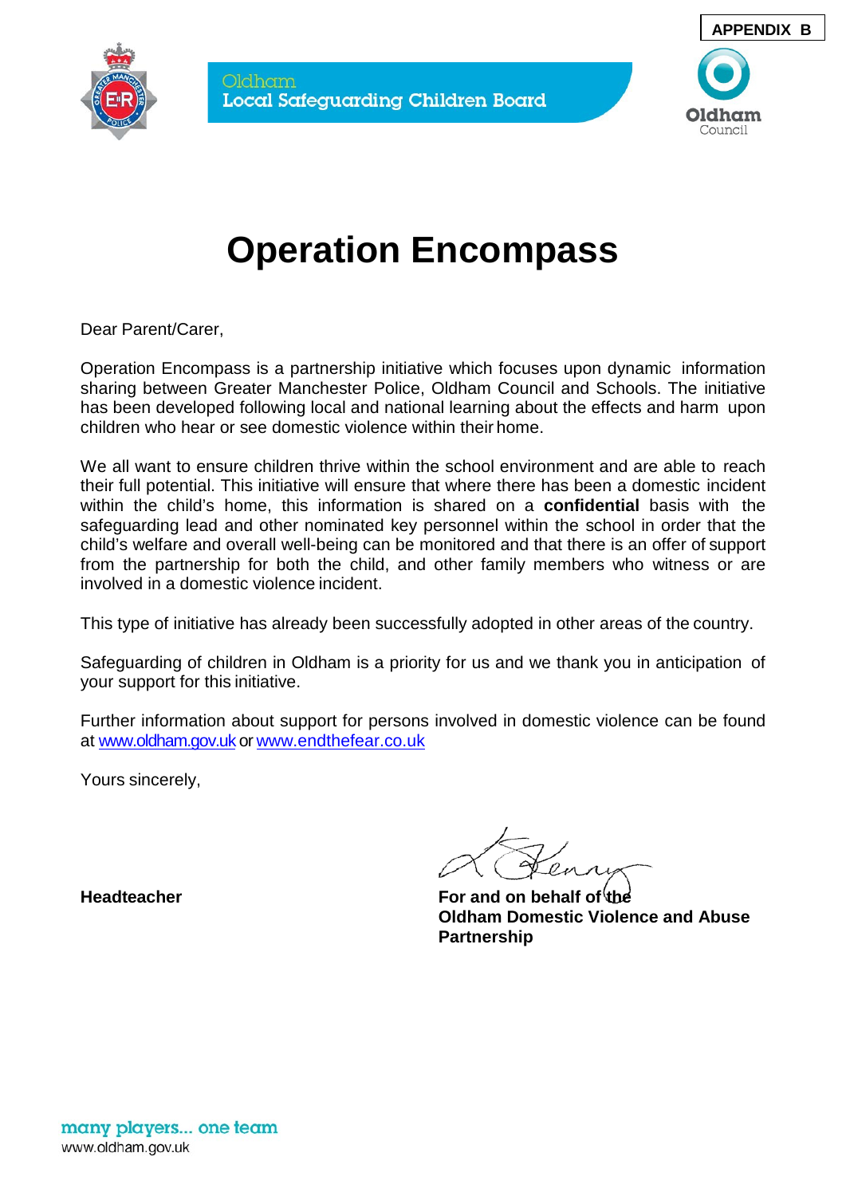**APPENDIX B**

Oldham
Local Safeguarding Children Board

Oldham Council

# Operation Encompass

Dear Parent/Carer,

Operation Encompass is a partnership initiative which focuses upon dynamic information sharing between Greater Manchester Police, Oldham Council and Schools. The initiative has been developed following local and national learning about the effects and harm upon children who hear or see domestic violence within their home.

We all want to ensure children thrive within the school environment and are able to reach their full potential. This initiative will ensure that where there has been a domestic incident within the child's home, this information is shared on a **confidential** basis with the safeguarding lead and other nominated key personnel within the school in order that the child's welfare and overall well-being can be monitored and that there is an offer of support from the partnership for both the child, and other family members who witness or are involved in a domestic violence incident.

This type of initiative has already been successfully adopted in other areas of the country.

Safeguarding of children in Oldham is a priority for us and we thank you in anticipation of your support for this initiative.

Further information about support for persons involved in domestic violence can be found at www.oldham.gov.uk or www.endthefear.co.uk

Yours sincerely,

**Headteacher**

**For and on behalf of the Oldham Domestic Violence and Abuse Partnership**

many players... one team
www.oldham.gov.uk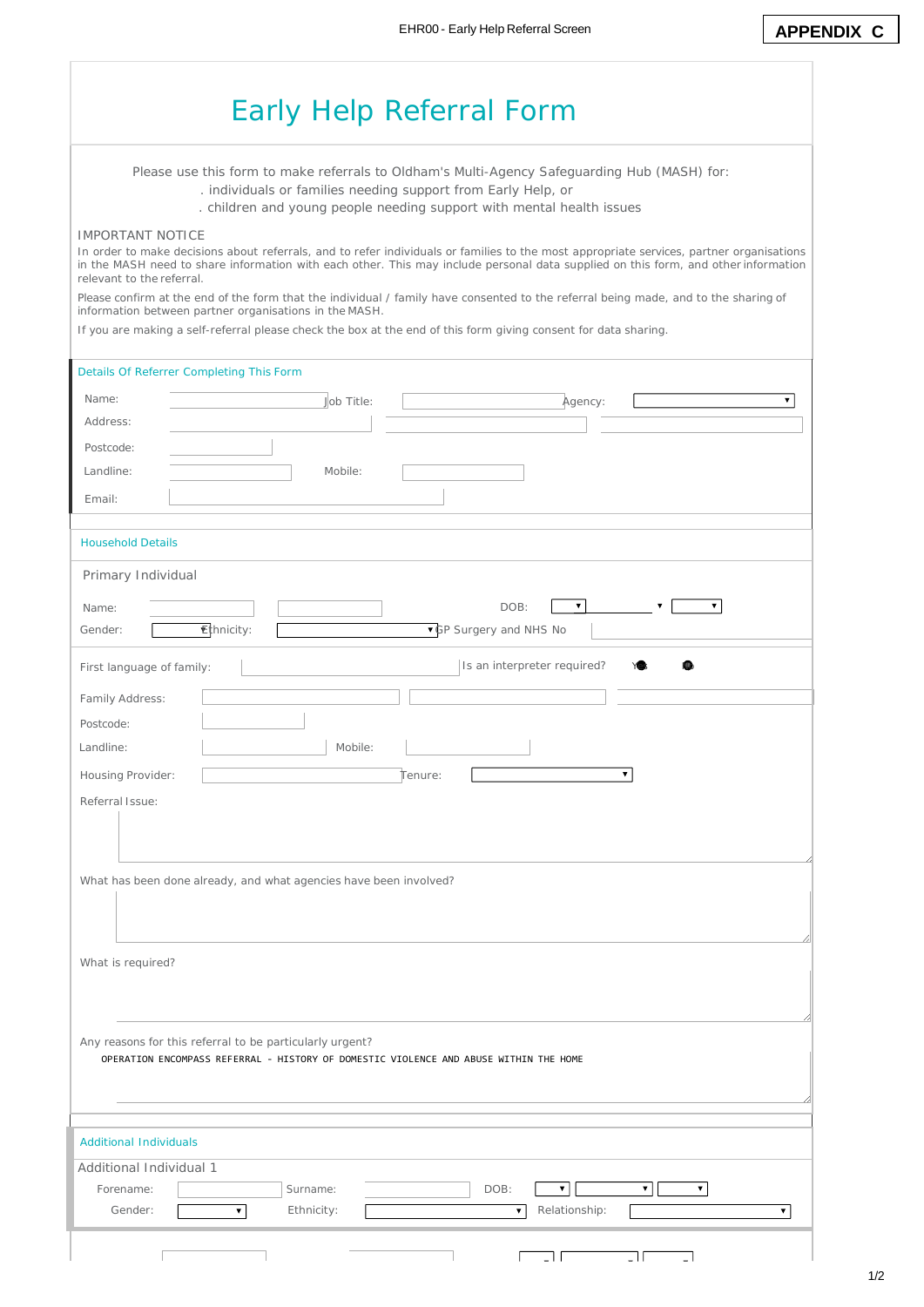**APPENDIX C**

# Early Help Referral Form

Please use this form to make referrals to Oldham's Multi-Agency Safeguarding Hub (MASH) for:
- individuals or families needing support from Early Help, or
- children and young people needing support with mental health issues

IMPORTANT NOTICE

In order to make decisions about referrals, and to refer individuals or families to the most appropriate services, partner organisations in the MASH need to share information with each other. This may include personal data supplied on this form, and other information relevant to the referral.

Please confirm at the end of the form that the individual / family have consented to the referral being made, and to the sharing of information between partner organisations in the MASH.

If you are making a self-referral please check the box at the end of this form giving consent for data sharing.

## Details Of Referrer Completing This Form

Name: Job Title: Agency:

Address:

Postcode:

Landline: Mobile:

Email:

## Household Details

### Primary Individual

Name: DOB:

Gender: Ethnicity: GP Surgery and NHS No

First language of family: Is an interpreter required? Yes No

Family Address:

Postcode:

Landline: Mobile:

Housing Provider: Tenure:

Referral Issue:

What has been done already, and what agencies have been involved?

What is required?

Any reasons for this referral to be particularly urgent?

OPERATION ENCOMPASS REFERRAL - HISTORY OF DOMESTIC VIOLENCE AND ABUSE WITHIN THE HOME

## Additional Individuals

### Additional Individual 1

Forename: Surname: DOB:

Gender: Ethnicity: Relationship: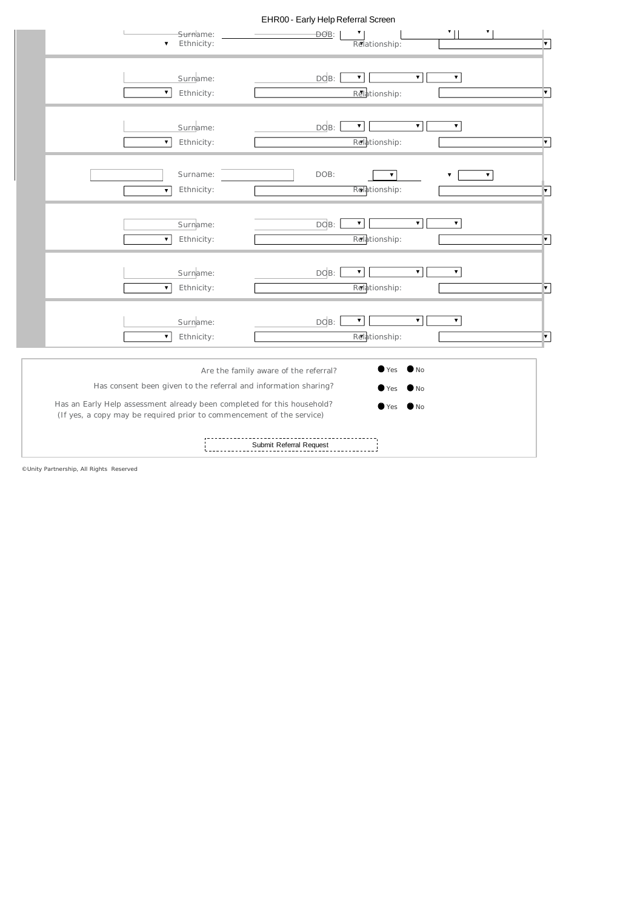# EHR00 - Early Help Referral Screen

Surname: DOB:
Ethnicity: Relationship:

Surname: DOB:
Ethnicity: Relationship:

Surname: DOB:
Ethnicity: Relationship:

Surname: DOB:
Ethnicity: Relationship:

Surname: DOB:
Ethnicity: Relationship:

Surname: DOB:
Ethnicity: Relationship:

Surname: DOB:
Ethnicity: Relationship:

Are the family aware of the referral? Yes No

Has consent been given to the referral and information sharing? Yes No

Has an Early Help assessment already been completed for this household? Yes No
(If yes, a copy may be required prior to commencement of the service)

Submit Referral Request

©Unity Partnership, All Rights Reserved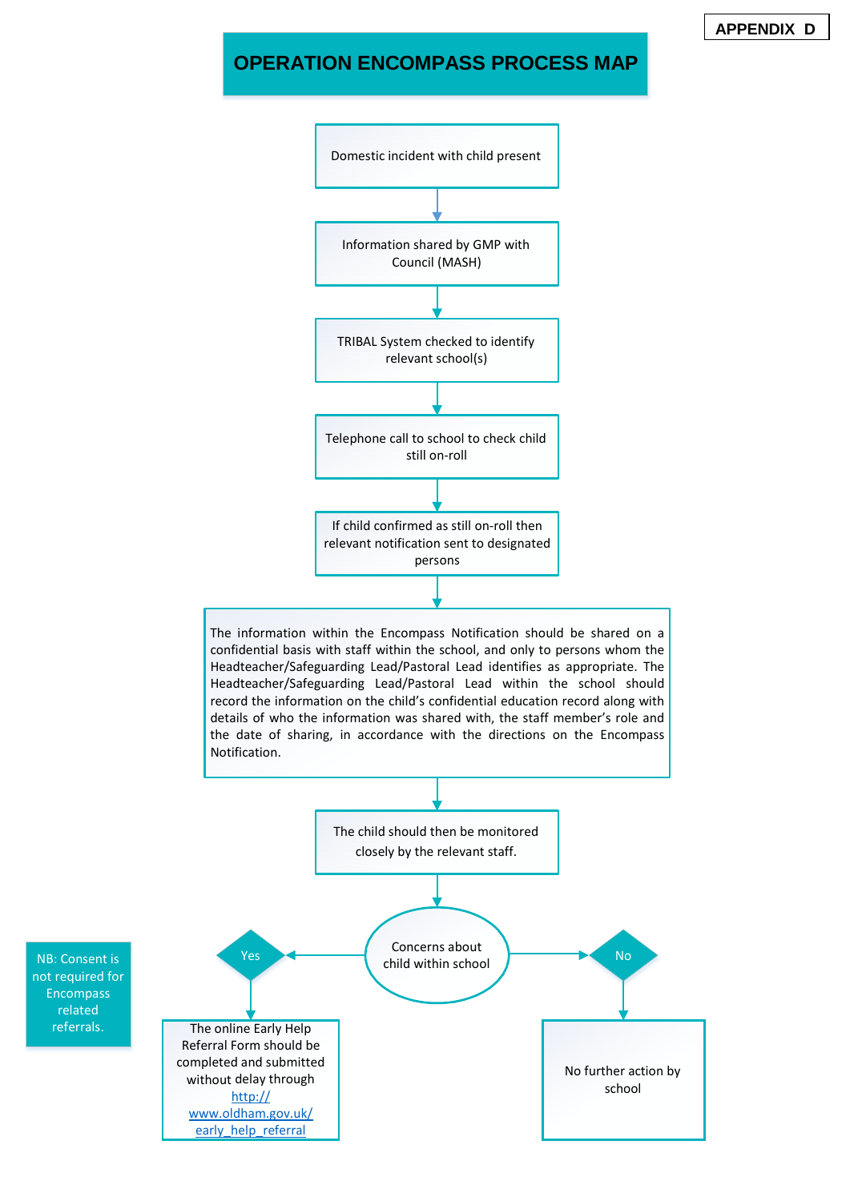APPENDIX D

# OPERATION ENCOMPASS PROCESS MAP

Domestic incident with child present

↓

Information shared by GMP with Council (MASH)

↓

TRIBAL System checked to identify relevant school(s)

↓

Telephone call to school to check child still on-roll

↓

If child confirmed as still on-roll then relevant notification sent to designated persons

↓

The information within the Encompass Notification should be shared on a confidential basis with staff within the school, and only to persons whom the Headteacher/Safeguarding Lead/Pastoral Lead identifies as appropriate. The Headteacher/Safeguarding Lead/Pastoral Lead within the school should record the information on the child's confidential education record along with details of who the information was shared with, the staff member's role and the date of sharing, in accordance with the directions on the Encompass Notification.

↓

The child should then be monitored closely by the relevant staff.

↓

Concerns about child within school

- **Yes** → The online Early Help Referral Form should be completed and submitted without delay through http://www.oldham.gov.uk/early_help_referral
- **No** → No further action by school

NB: Consent is not required for Encompass related referrals.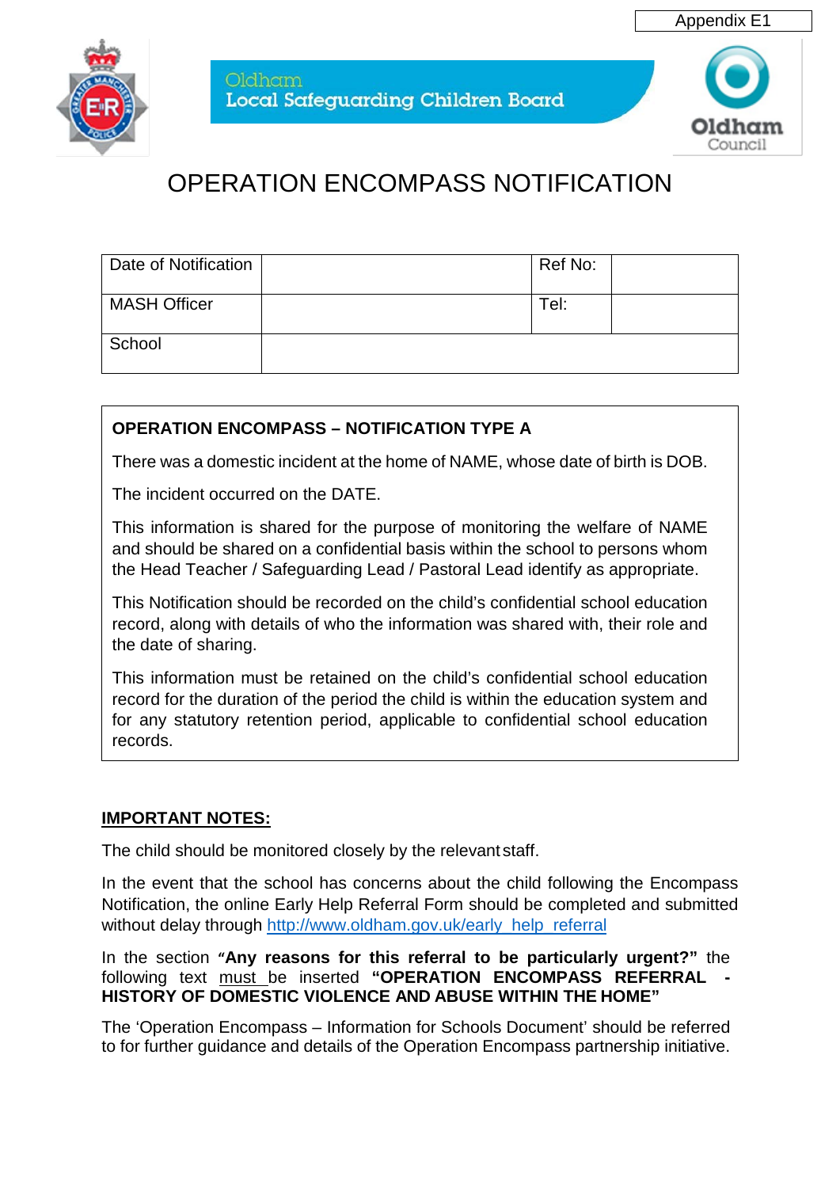Appendix E1

Oldham Local Safeguarding Children Board

# OPERATION ENCOMPASS NOTIFICATION

| Date of Notification | | Ref No: | |
|---|---|---|---|
| MASH Officer | | Tel: | |
| School | | | |

**OPERATION ENCOMPASS – NOTIFICATION TYPE A**

There was a domestic incident at the home of NAME, whose date of birth is DOB.

The incident occurred on the DATE.

This information is shared for the purpose of monitoring the welfare of NAME and should be shared on a confidential basis within the school to persons whom the Head Teacher / Safeguarding Lead / Pastoral Lead identify as appropriate.

This Notification should be recorded on the child's confidential school education record, along with details of who the information was shared with, their role and the date of sharing.

This information must be retained on the child's confidential school education record for the duration of the period the child is within the education system and for any statutory retention period, applicable to confidential school education records.

**IMPORTANT NOTES:**

The child should be monitored closely by the relevant staff.

In the event that the school has concerns about the child following the Encompass Notification, the online Early Help Referral Form should be completed and submitted without delay through http://www.oldham.gov.uk/early_help_referral

In the section **"Any reasons for this referral to be particularly urgent?"** the following text must be inserted **"OPERATION ENCOMPASS REFERRAL - HISTORY OF DOMESTIC VIOLENCE AND ABUSE WITHIN THE HOME"**

The 'Operation Encompass – Information for Schools Document' should be referred to for further guidance and details of the Operation Encompass partnership initiative.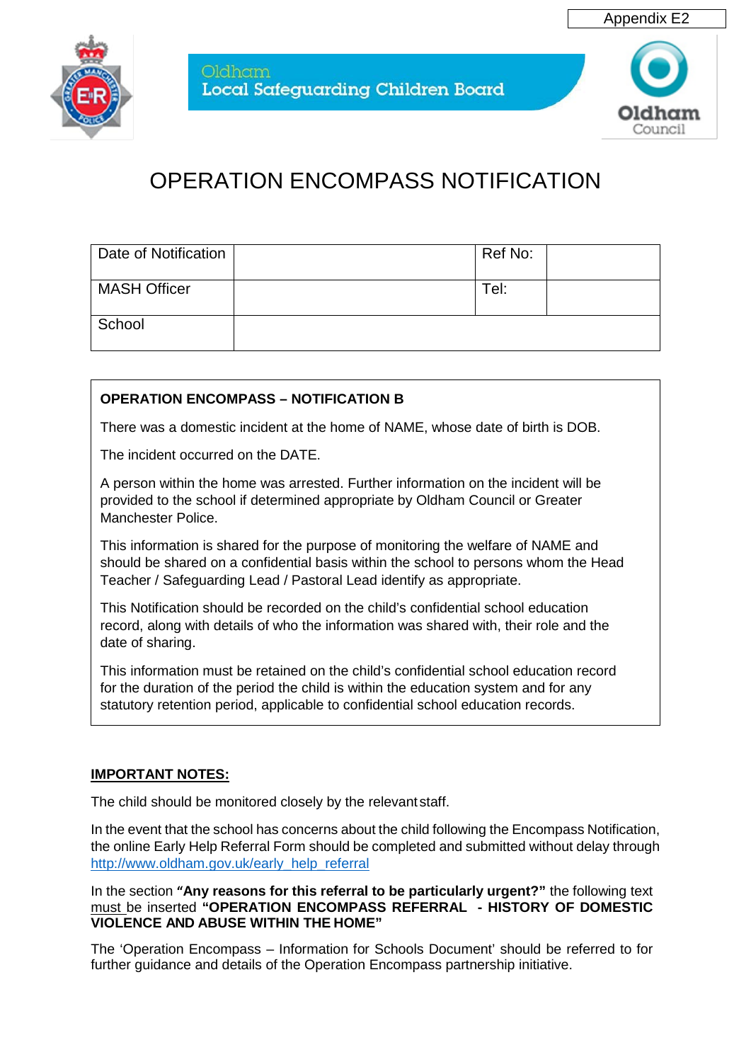Appendix E2

Oldham
Local Safeguarding Children Board

Oldham Council

# OPERATION ENCOMPASS NOTIFICATION

| Date of Notification | | Ref No: | |
|---|---|---|---|
| MASH Officer | | Tel: | |
| School | | | |

**OPERATION ENCOMPASS – NOTIFICATION B**

There was a domestic incident at the home of NAME, whose date of birth is DOB.

The incident occurred on the DATE.

A person within the home was arrested. Further information on the incident will be provided to the school if determined appropriate by Oldham Council or Greater Manchester Police.

This information is shared for the purpose of monitoring the welfare of NAME and should be shared on a confidential basis within the school to persons whom the Head Teacher / Safeguarding Lead / Pastoral Lead identify as appropriate.

This Notification should be recorded on the child's confidential school education record, along with details of who the information was shared with, their role and the date of sharing.

This information must be retained on the child's confidential school education record for the duration of the period the child is within the education system and for any statutory retention period, applicable to confidential school education records.

**IMPORTANT NOTES:**

The child should be monitored closely by the relevant staff.

In the event that the school has concerns about the child following the Encompass Notification, the online Early Help Referral Form should be completed and submitted without delay through http://www.oldham.gov.uk/early_help_referral

In the section **"Any reasons for this referral to be particularly urgent?"** the following text must be inserted **"OPERATION ENCOMPASS REFERRAL - HISTORY OF DOMESTIC VIOLENCE AND ABUSE WITHIN THE HOME"**

The 'Operation Encompass – Information for Schools Document' should be referred to for further guidance and details of the Operation Encompass partnership initiative.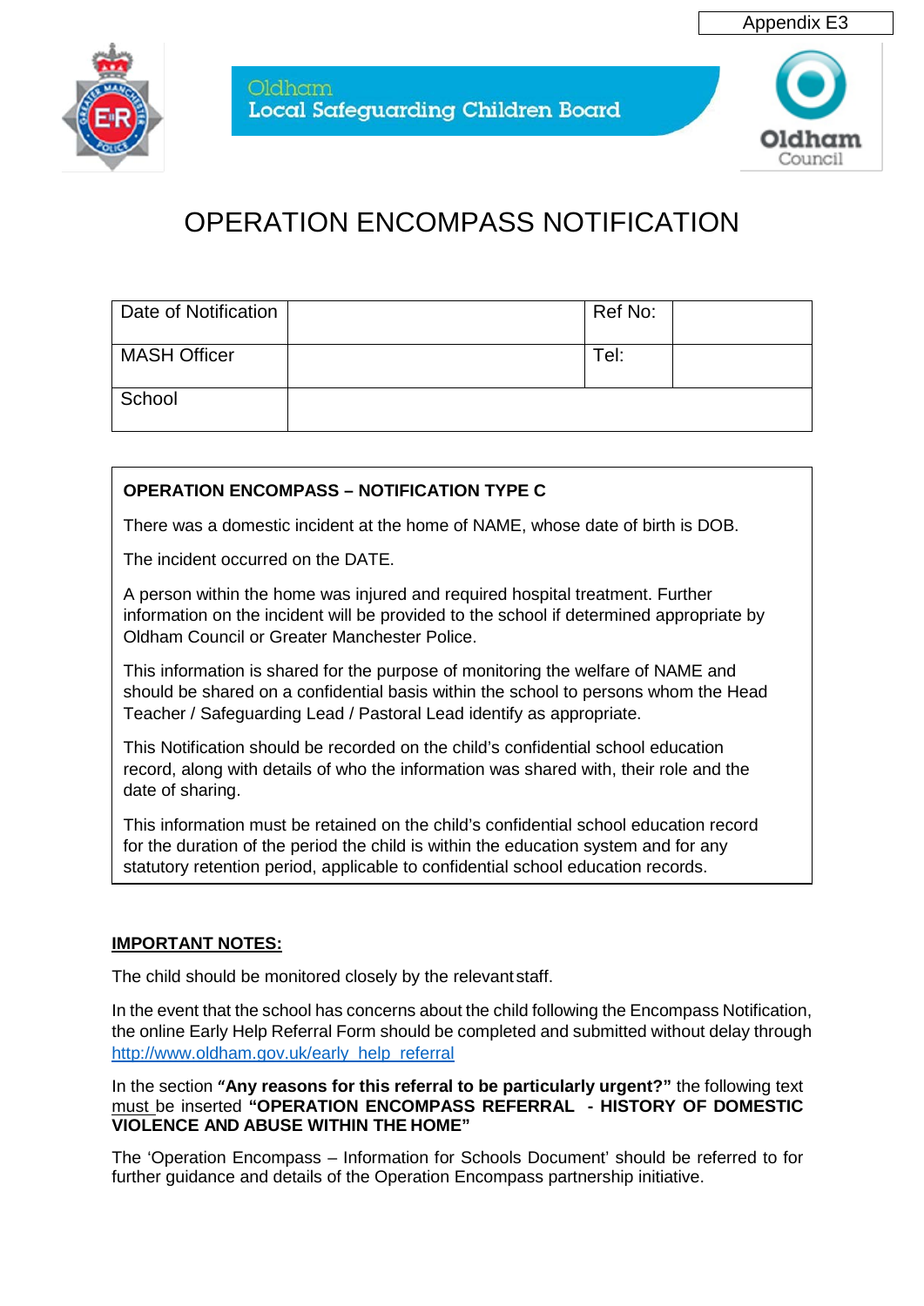Appendix E3

Oldham
Local Safeguarding Children Board

Oldham Council

# OPERATION ENCOMPASS NOTIFICATION

| Date of Notification | | Ref No: | |
|---|---|---|---|
| MASH Officer | | Tel: | |
| School | | | |

**OPERATION ENCOMPASS – NOTIFICATION TYPE C**

There was a domestic incident at the home of NAME, whose date of birth is DOB.

The incident occurred on the DATE.

A person within the home was injured and required hospital treatment. Further information on the incident will be provided to the school if determined appropriate by Oldham Council or Greater Manchester Police.

This information is shared for the purpose of monitoring the welfare of NAME and should be shared on a confidential basis within the school to persons whom the Head Teacher / Safeguarding Lead / Pastoral Lead identify as appropriate.

This Notification should be recorded on the child's confidential school education record, along with details of who the information was shared with, their role and the date of sharing.

This information must be retained on the child's confidential school education record for the duration of the period the child is within the education system and for any statutory retention period, applicable to confidential school education records.

**IMPORTANT NOTES:**

The child should be monitored closely by the relevant staff.

In the event that the school has concerns about the child following the Encompass Notification, the online Early Help Referral Form should be completed and submitted without delay through http://www.oldham.gov.uk/early_help_referral

In the section **"Any reasons for this referral to be particularly urgent?"** the following text must be inserted **"OPERATION ENCOMPASS REFERRAL - HISTORY OF DOMESTIC VIOLENCE AND ABUSE WITHIN THE HOME"**

The 'Operation Encompass – Information for Schools Document' should be referred to for further guidance and details of the Operation Encompass partnership initiative.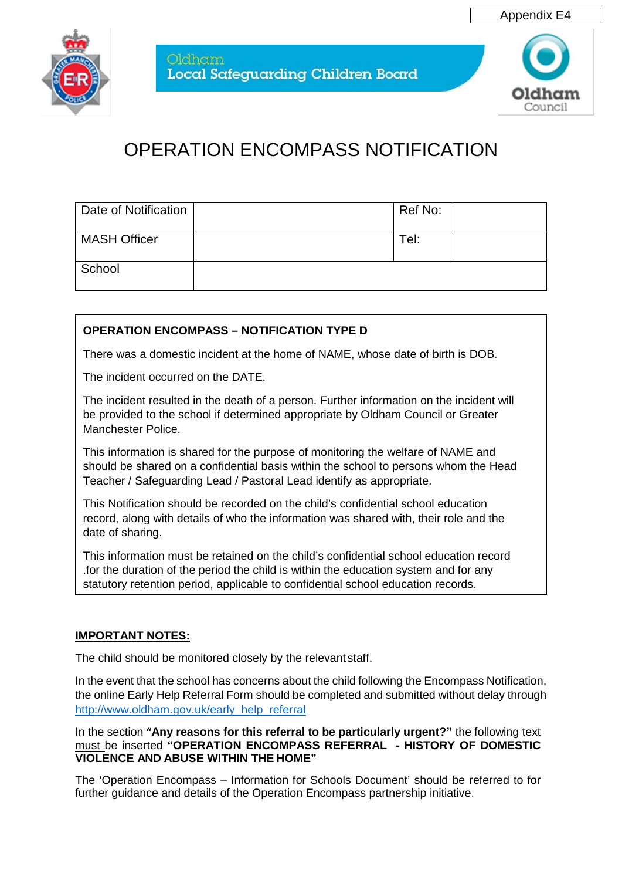Appendix E4

Oldham
Local Safeguarding Children Board

Oldham Council

# OPERATION ENCOMPASS NOTIFICATION

| Date of Notification | | Ref No: | |
|---|---|---|---|
| MASH Officer | | Tel: | |
| School | | | |

**OPERATION ENCOMPASS – NOTIFICATION TYPE D**

There was a domestic incident at the home of NAME, whose date of birth is DOB.

The incident occurred on the DATE.

The incident resulted in the death of a person. Further information on the incident will be provided to the school if determined appropriate by Oldham Council or Greater Manchester Police.

This information is shared for the purpose of monitoring the welfare of NAME and should be shared on a confidential basis within the school to persons whom the Head Teacher / Safeguarding Lead / Pastoral Lead identify as appropriate.

This Notification should be recorded on the child's confidential school education record, along with details of who the information was shared with, their role and the date of sharing.

This information must be retained on the child's confidential school education record .for the duration of the period the child is within the education system and for any statutory retention period, applicable to confidential school education records.

**IMPORTANT NOTES:**

The child should be monitored closely by the relevant staff.

In the event that the school has concerns about the child following the Encompass Notification, the online Early Help Referral Form should be completed and submitted without delay through http://www.oldham.gov.uk/early_help_referral

In the section **"Any reasons for this referral to be particularly urgent?"** the following text must be inserted **"OPERATION ENCOMPASS REFERRAL - HISTORY OF DOMESTIC VIOLENCE AND ABUSE WITHIN THE HOME"**

The 'Operation Encompass – Information for Schools Document' should be referred to for further guidance and details of the Operation Encompass partnership initiative.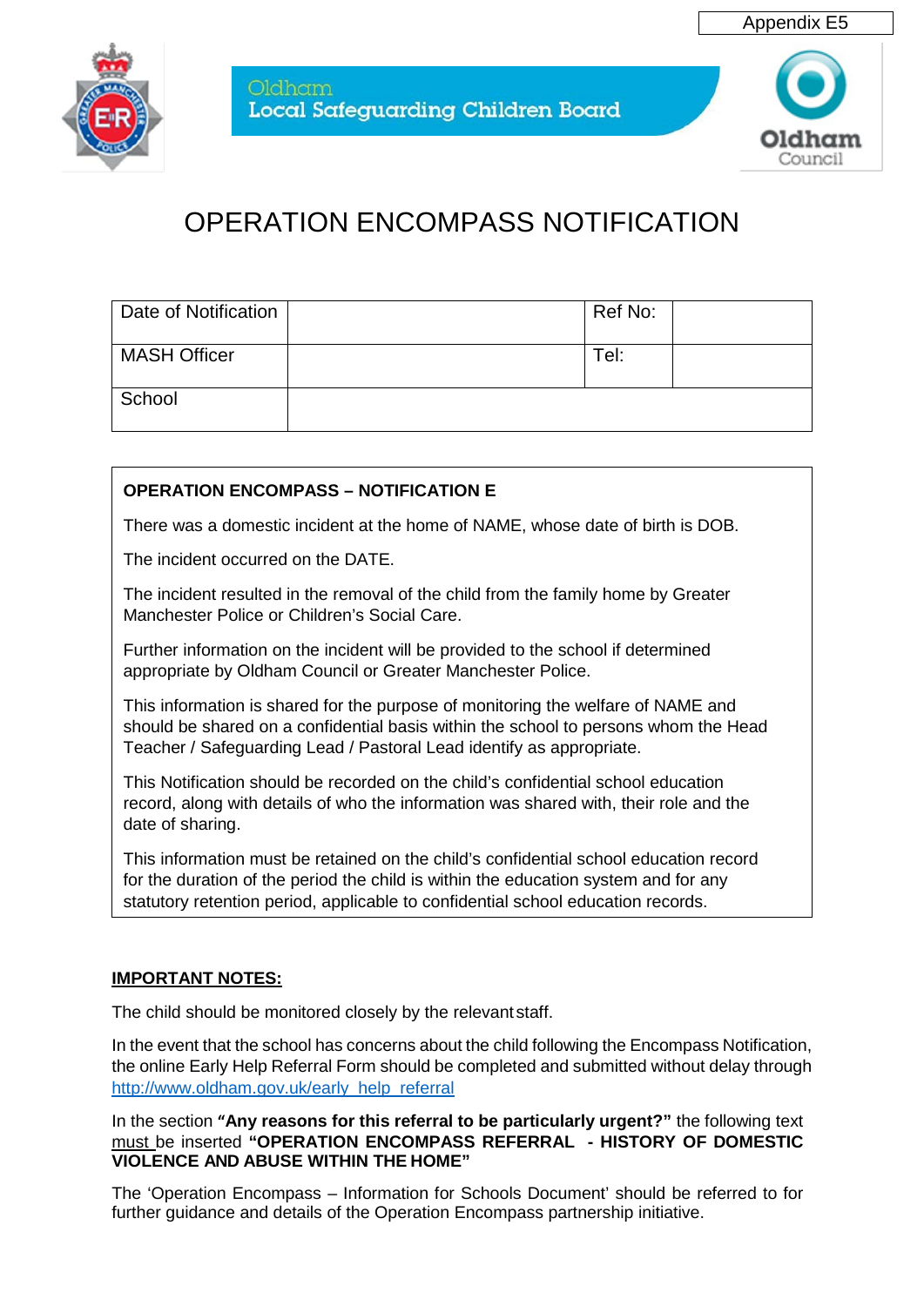Appendix E5

Oldham
Local Safeguarding Children Board

Oldham Council

# OPERATION ENCOMPASS NOTIFICATION

| | | | |
|---|---|---|---|
| Date of Notification | | Ref No: | |
| MASH Officer | | Tel: | |
| School | | | |

**OPERATION ENCOMPASS – NOTIFICATION E**

There was a domestic incident at the home of NAME, whose date of birth is DOB.

The incident occurred on the DATE.

The incident resulted in the removal of the child from the family home by Greater Manchester Police or Children's Social Care.

Further information on the incident will be provided to the school if determined appropriate by Oldham Council or Greater Manchester Police.

This information is shared for the purpose of monitoring the welfare of NAME and should be shared on a confidential basis within the school to persons whom the Head Teacher / Safeguarding Lead / Pastoral Lead identify as appropriate.

This Notification should be recorded on the child's confidential school education record, along with details of who the information was shared with, their role and the date of sharing.

This information must be retained on the child's confidential school education record for the duration of the period the child is within the education system and for any statutory retention period, applicable to confidential school education records.

**IMPORTANT NOTES:**

The child should be monitored closely by the relevant staff.

In the event that the school has concerns about the child following the Encompass Notification, the online Early Help Referral Form should be completed and submitted without delay through http://www.oldham.gov.uk/early_help_referral

In the section **"Any reasons for this referral to be particularly urgent?"** the following text must be inserted **"OPERATION ENCOMPASS REFERRAL - HISTORY OF DOMESTIC VIOLENCE AND ABUSE WITHIN THE HOME"**

The 'Operation Encompass – Information for Schools Document' should be referred to for further guidance and details of the Operation Encompass partnership initiative.